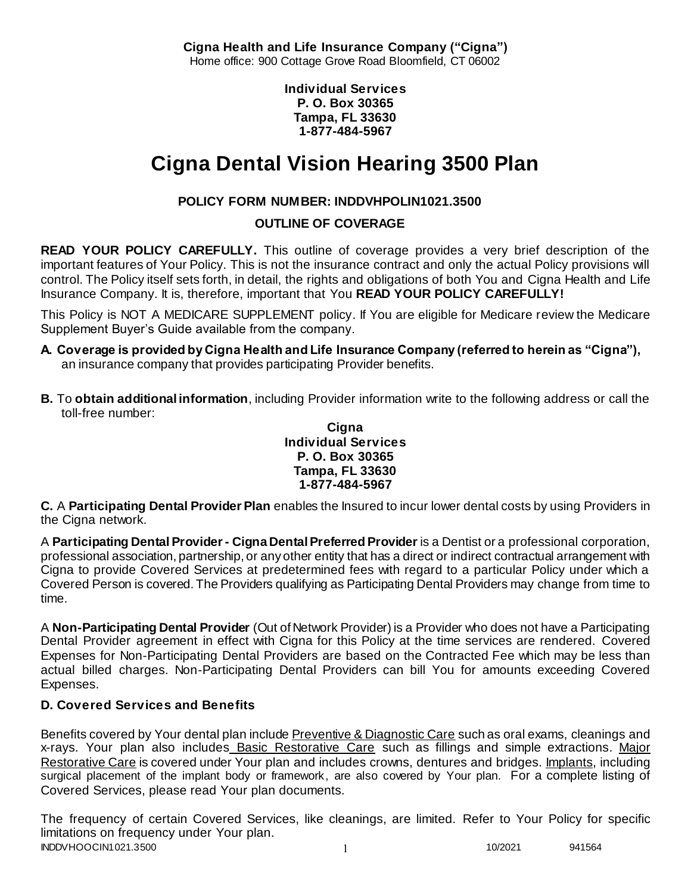**Cigna Health and Life Insurance Company ("Cigna")**
Home office: 900 Cottage Grove Road Bloomfield, CT 06002

**Individual Services**
**P. O. Box 30365**
**Tampa, FL 33630**
**1-877-484-5967**

# Cigna Dental Vision Hearing 3500 Plan

**POLICY FORM NUMBER: INDDVHPOLIN1021.3500**

**OUTLINE OF COVERAGE**

**READ YOUR POLICY CAREFULLY.** This outline of coverage provides a very brief description of the important features of Your Policy. This is not the insurance contract and only the actual Policy provisions will control. The Policy itself sets forth, in detail, the rights and obligations of both You and Cigna Health and Life Insurance Company. It is, therefore, important that You **READ YOUR POLICY CAREFULLY!**

This Policy is NOT A MEDICARE SUPPLEMENT policy. If You are eligible for Medicare review the Medicare Supplement Buyer's Guide available from the company.

**A. Coverage is provided by Cigna Health and Life Insurance Company (referred to herein as "Cigna"),** an insurance company that provides participating Provider benefits.

**B.** To **obtain additional information**, including Provider information write to the following address or call the toll-free number:

**Cigna**
**Individual Services**
**P. O. Box 30365**
**Tampa, FL 33630**
**1-877-484-5967**

**C.** A **Participating Dental Provider Plan** enables the Insured to incur lower dental costs by using Providers in the Cigna network.

A **Participating Dental Provider - Cigna Dental Preferred Provider** is a Dentist or a professional corporation, professional association, partnership, or any other entity that has a direct or indirect contractual arrangement with Cigna to provide Covered Services at predetermined fees with regard to a particular Policy under which a Covered Person is covered. The Providers qualifying as Participating Dental Providers may change from time to time.

A **Non-Participating Dental Provider** (Out of Network Provider) is a Provider who does not have a Participating Dental Provider agreement in effect with Cigna for this Policy at the time services are rendered. Covered Expenses for Non-Participating Dental Providers are based on the Contracted Fee which may be less than actual billed charges. Non-Participating Dental Providers can bill You for amounts exceeding Covered Expenses.

### D. Covered Services and Benefits

Benefits covered by Your dental plan include Preventive & Diagnostic Care such as oral exams, cleanings and x-rays. Your plan also includes Basic Restorative Care such as fillings and simple extractions. Major Restorative Care is covered under Your plan and includes crowns, dentures and bridges. Implants, including surgical placement of the implant body or framework, are also covered by Your plan. For a complete listing of Covered Services, please read Your plan documents.

The frequency of certain Covered Services, like cleanings, are limited. Refer to Your Policy for specific limitations on frequency under Your plan.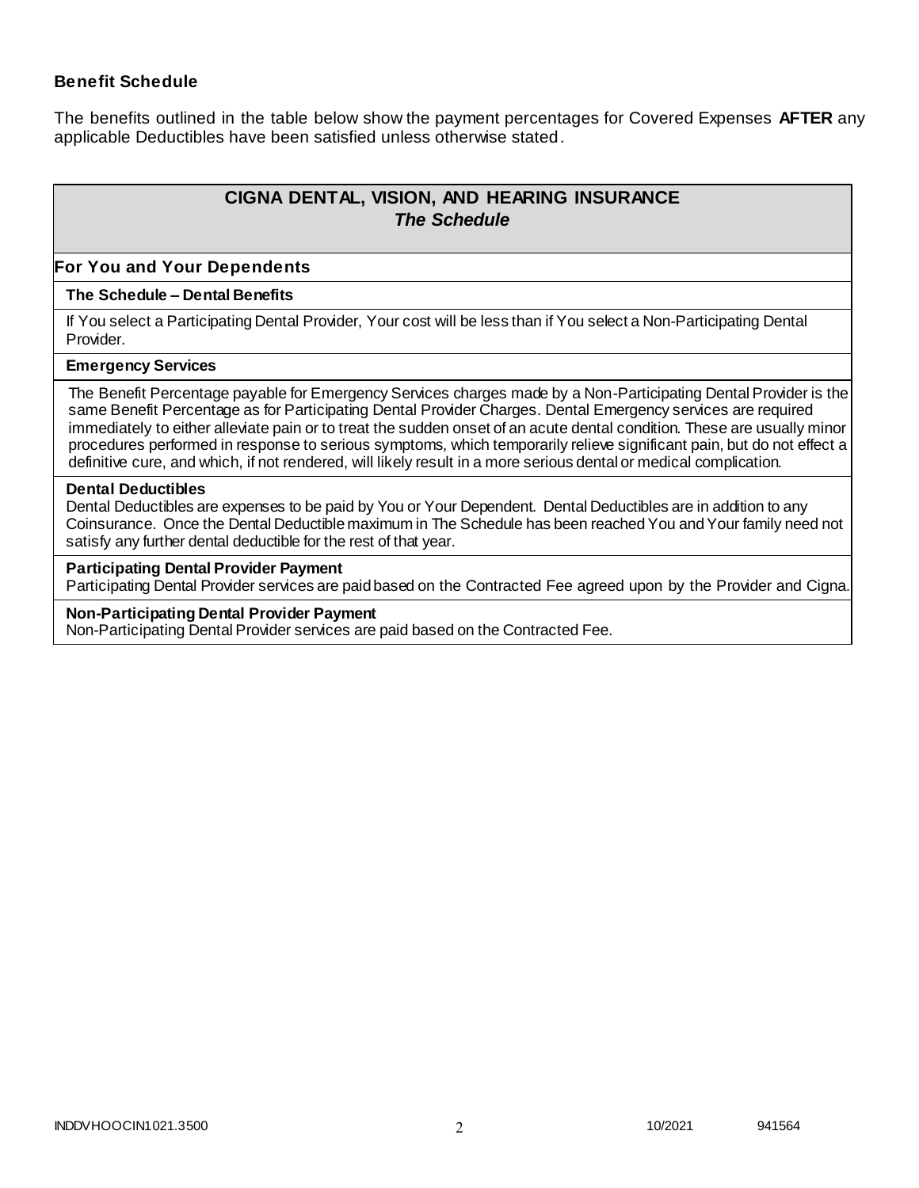### Benefit Schedule

The benefits outlined in the table below show the payment percentages for Covered Expenses **AFTER** any applicable Deductibles have been satisfied unless otherwise stated.

## CIGNA DENTAL, VISION, AND HEARING INSURANCE
### *The Schedule*

### For You and Your Dependents

**The Schedule – Dental Benefits**

If You select a Participating Dental Provider, Your cost will be less than if You select a Non-Participating Dental Provider.

**Emergency Services**

The Benefit Percentage payable for Emergency Services charges made by a Non-Participating Dental Provider is the same Benefit Percentage as for Participating Dental Provider Charges. Dental Emergency services are required immediately to either alleviate pain or to treat the sudden onset of an acute dental condition. These are usually minor procedures performed in response to serious symptoms, which temporarily relieve significant pain, but do not effect a definitive cure, and which, if not rendered, will likely result in a more serious dental or medical complication.

**Dental Deductibles**

Dental Deductibles are expenses to be paid by You or Your Dependent. Dental Deductibles are in addition to any Coinsurance. Once the Dental Deductible maximum in The Schedule has been reached You and Your family need not satisfy any further dental deductible for the rest of that year.

**Participating Dental Provider Payment**

Participating Dental Provider services are paid based on the Contracted Fee agreed upon by the Provider and Cigna.

**Non-Participating Dental Provider Payment**

Non-Participating Dental Provider services are paid based on the Contracted Fee.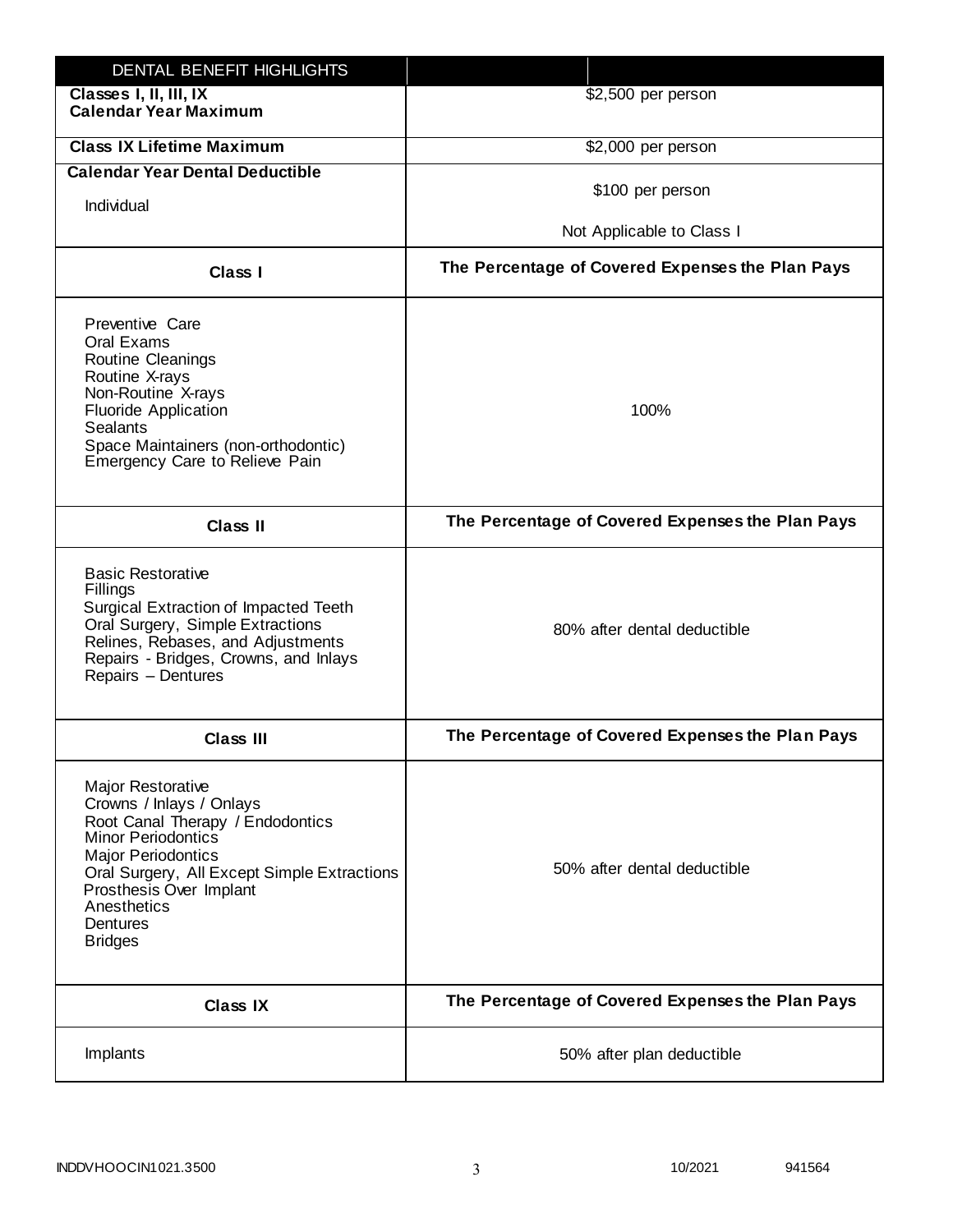| DENTAL BENEFIT HIGHLIGHTS | |
|---|---|
| **Classes I, II, III, IX Calendar Year Maximum** | $2,500 per person |
| **Class IX Lifetime Maximum** | $2,000 per person |
| **Calendar Year Dental Deductible**<br>Individual | $100 per person<br>Not Applicable to Class I |
| **Class I** | **The Percentage of Covered Expenses the Plan Pays** |
| Preventive Care<br>Oral Exams<br>Routine Cleanings<br>Routine X-rays<br>Non-Routine X-rays<br>Fluoride Application<br>Sealants<br>Space Maintainers (non-orthodontic)<br>Emergency Care to Relieve Pain | 100% |
| **Class II** | **The Percentage of Covered Expenses the Plan Pays** |
| Basic Restorative<br>Fillings<br>Surgical Extraction of Impacted Teeth<br>Oral Surgery, Simple Extractions<br>Relines, Rebases, and Adjustments<br>Repairs - Bridges, Crowns, and Inlays<br>Repairs – Dentures | 80% after dental deductible |
| **Class III** | **The Percentage of Covered Expenses the Plan Pays** |
| Major Restorative<br>Crowns / Inlays / Onlays<br>Root Canal Therapy / Endodontics<br>Minor Periodontics<br>Major Periodontics<br>Oral Surgery, All Except Simple Extractions<br>Prosthesis Over Implant<br>Anesthetics<br>Dentures<br>Bridges | 50% after dental deductible |
| **Class IX** | **The Percentage of Covered Expenses the Plan Pays** |
| Implants | 50% after plan deductible |

INDDVHOOCIN1021.3500 10/2021 941564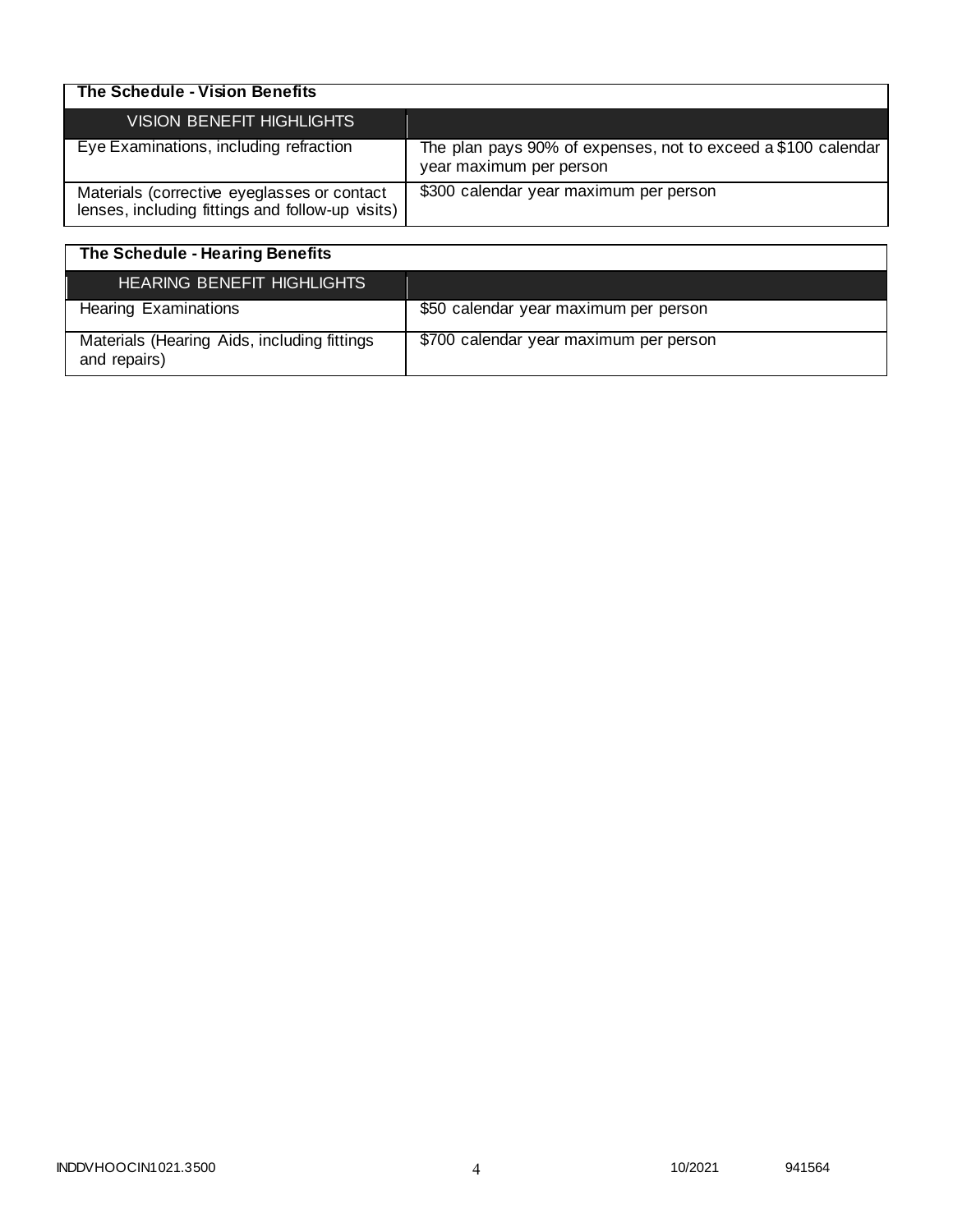**The Schedule - Vision Benefits**

| VISION BENEFIT HIGHLIGHTS | |
|---|---|
| Eye Examinations, including refraction | The plan pays 90% of expenses, not to exceed a $100 calendar year maximum per person |
| Materials (corrective eyeglasses or contact lenses, including fittings and follow-up visits) | $300 calendar year maximum per person |

**The Schedule - Hearing Benefits**

| HEARING BENEFIT HIGHLIGHTS | |
|---|---|
| Hearing Examinations | $50 calendar year maximum per person |
| Materials (Hearing Aids, including fittings and repairs) | $700 calendar year maximum per person |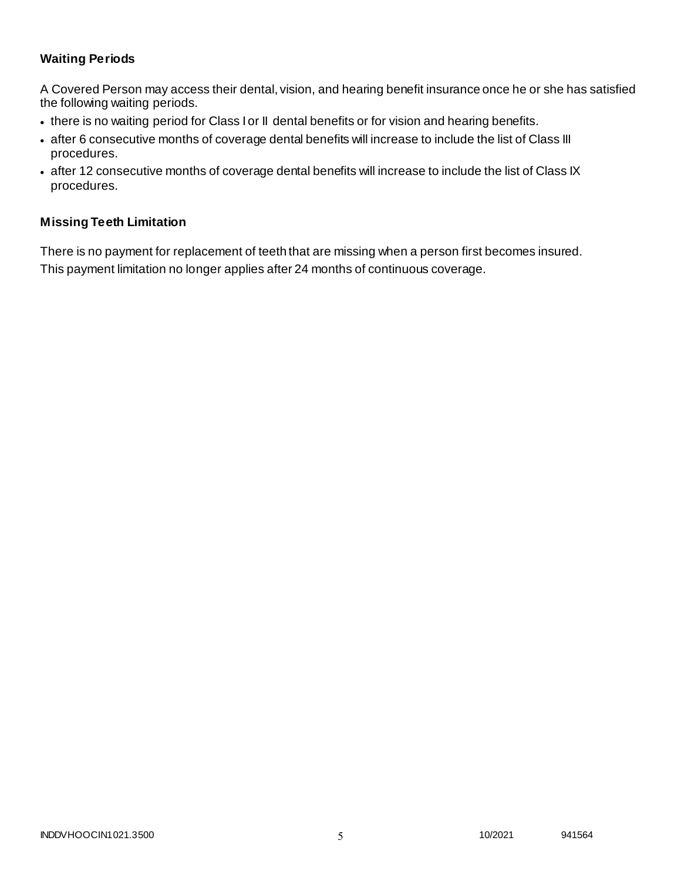### Waiting Periods

A Covered Person may access their dental, vision, and hearing benefit insurance once he or she has satisfied the following waiting periods.

- there is no waiting period for Class I or II dental benefits or for vision and hearing benefits.
- after 6 consecutive months of coverage dental benefits will increase to include the list of Class III procedures.
- after 12 consecutive months of coverage dental benefits will increase to include the list of Class IX procedures.

### Missing Teeth Limitation

There is no payment for replacement of teeth that are missing when a person first becomes insured. This payment limitation no longer applies after 24 months of continuous coverage.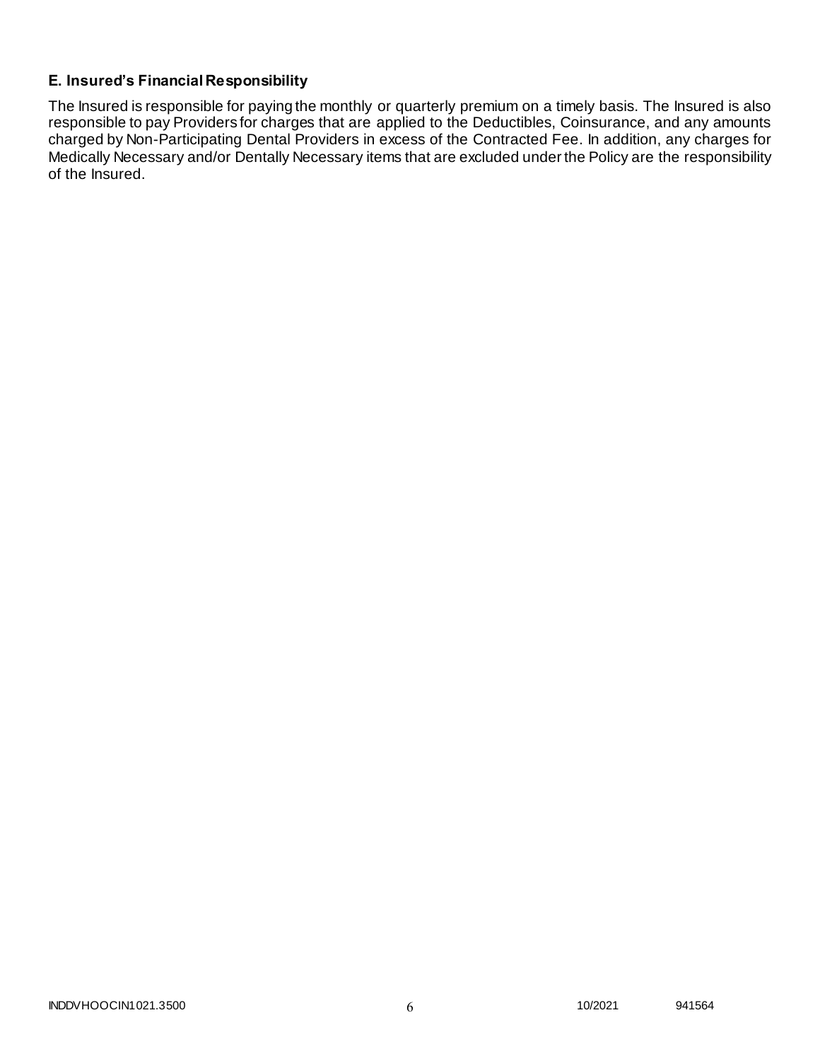### E. Insured's Financial Responsibility

The Insured is responsible for paying the monthly or quarterly premium on a timely basis. The Insured is also responsible to pay Providers for charges that are applied to the Deductibles, Coinsurance, and any amounts charged by Non-Participating Dental Providers in excess of the Contracted Fee. In addition, any charges for Medically Necessary and/or Dentally Necessary items that are excluded under the Policy are the responsibility of the Insured.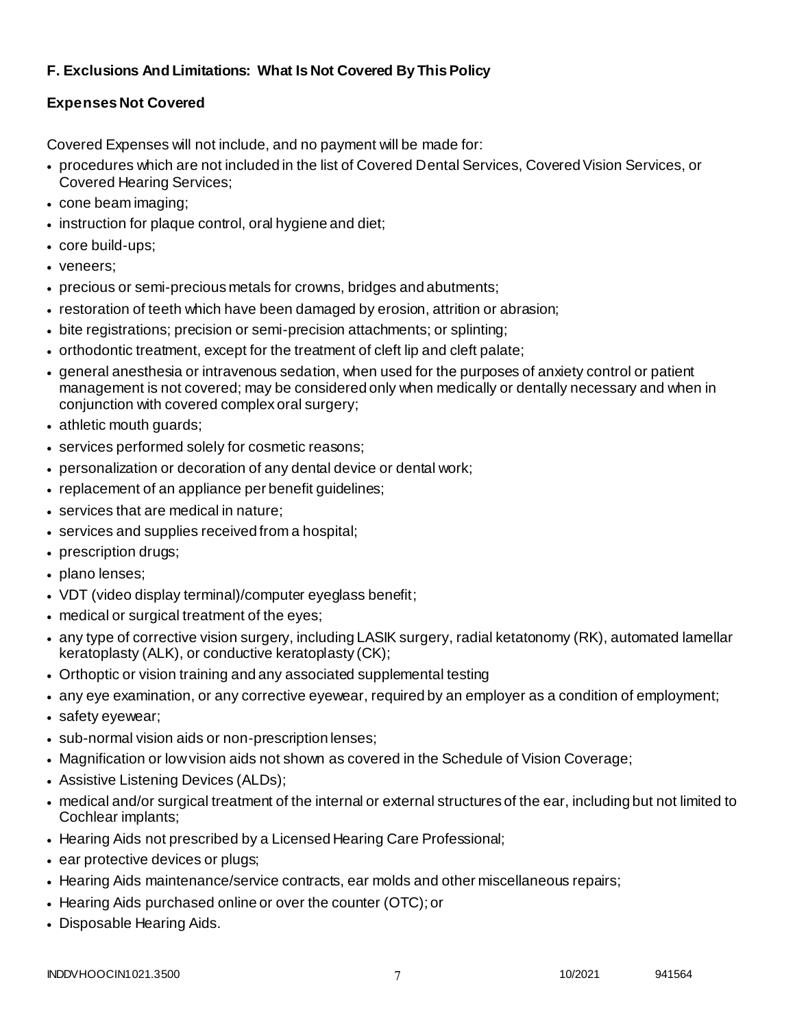## F. Exclusions And Limitations: What Is Not Covered By This Policy

### Expenses Not Covered

Covered Expenses will not include, and no payment will be made for:

- procedures which are not included in the list of Covered Dental Services, Covered Vision Services, or Covered Hearing Services;
- cone beam imaging;
- instruction for plaque control, oral hygiene and diet;
- core build-ups;
- veneers;
- precious or semi-precious metals for crowns, bridges and abutments;
- restoration of teeth which have been damaged by erosion, attrition or abrasion;
- bite registrations; precision or semi-precision attachments; or splinting;
- orthodontic treatment, except for the treatment of cleft lip and cleft palate;
- general anesthesia or intravenous sedation, when used for the purposes of anxiety control or patient management is not covered; may be considered only when medically or dentally necessary and when in conjunction with covered complex oral surgery;
- athletic mouth guards;
- services performed solely for cosmetic reasons;
- personalization or decoration of any dental device or dental work;
- replacement of an appliance per benefit guidelines;
- services that are medical in nature;
- services and supplies received from a hospital;
- prescription drugs;
- plano lenses;
- VDT (video display terminal)/computer eyeglass benefit;
- medical or surgical treatment of the eyes;
- any type of corrective vision surgery, including LASIK surgery, radial ketatonomy (RK), automated lamellar keratoplasty (ALK), or conductive keratoplasty (CK);
- Orthoptic or vision training and any associated supplemental testing
- any eye examination, or any corrective eyewear, required by an employer as a condition of employment;
- safety eyewear;
- sub-normal vision aids or non-prescription lenses;
- Magnification or low vision aids not shown as covered in the Schedule of Vision Coverage;
- Assistive Listening Devices (ALDs);
- medical and/or surgical treatment of the internal or external structures of the ear, including but not limited to Cochlear implants;
- Hearing Aids not prescribed by a Licensed Hearing Care Professional;
- ear protective devices or plugs;
- Hearing Aids maintenance/service contracts, ear molds and other miscellaneous repairs;
- Hearing Aids purchased online or over the counter (OTC); or
- Disposable Hearing Aids.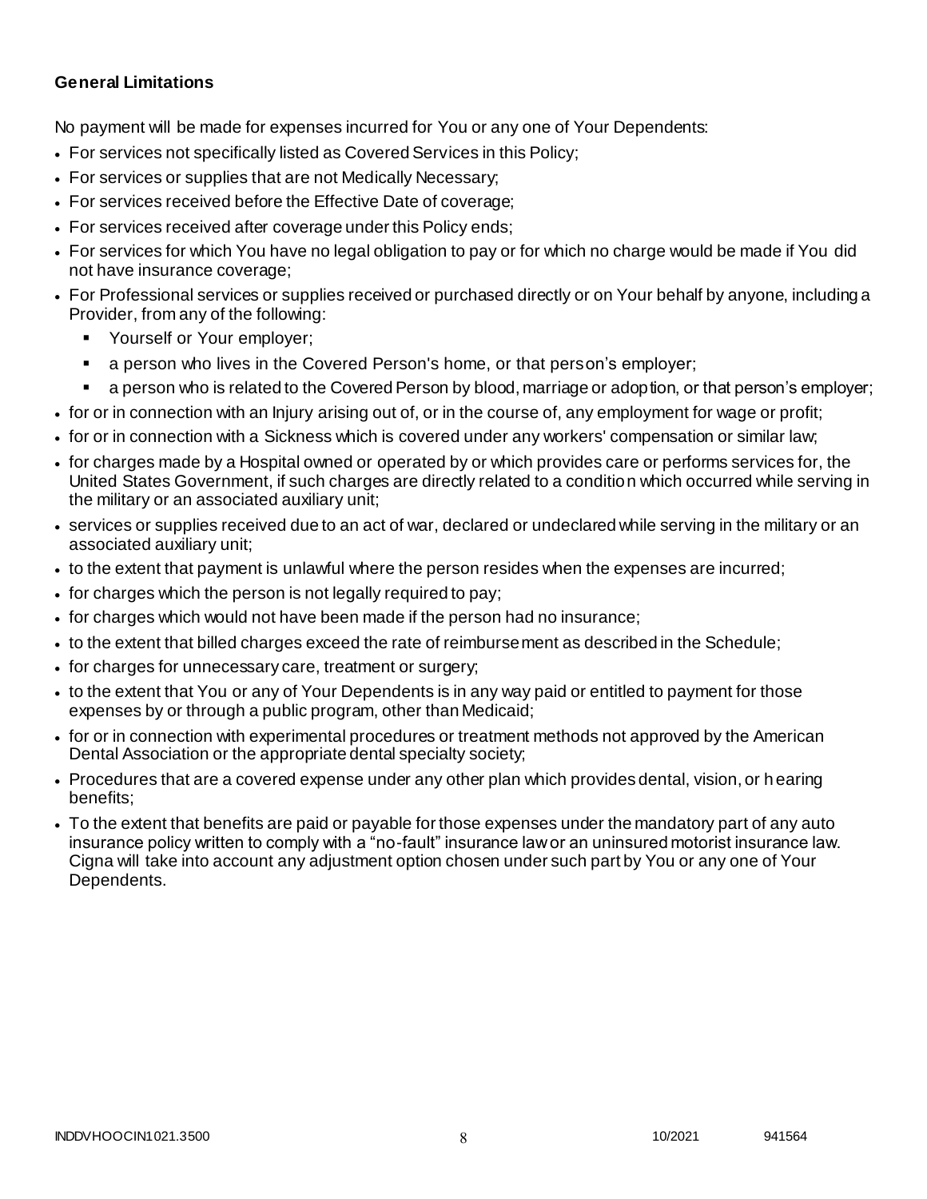**General Limitations**

No payment will be made for expenses incurred for You or any one of Your Dependents:

- For services not specifically listed as Covered Services in this Policy;
- For services or supplies that are not Medically Necessary;
- For services received before the Effective Date of coverage;
- For services received after coverage under this Policy ends;
- For services for which You have no legal obligation to pay or for which no charge would be made if You did not have insurance coverage;
- For Professional services or supplies received or purchased directly or on Your behalf by anyone, including a Provider, from any of the following:
  - Yourself or Your employer;
  - a person who lives in the Covered Person's home, or that person's employer;
  - a person who is related to the Covered Person by blood, marriage or adoption, or that person's employer;
- for or in connection with an Injury arising out of, or in the course of, any employment for wage or profit;
- for or in connection with a Sickness which is covered under any workers' compensation or similar law;
- for charges made by a Hospital owned or operated by or which provides care or performs services for, the United States Government, if such charges are directly related to a condition which occurred while serving in the military or an associated auxiliary unit;
- services or supplies received due to an act of war, declared or undeclared while serving in the military or an associated auxiliary unit;
- to the extent that payment is unlawful where the person resides when the expenses are incurred;
- for charges which the person is not legally required to pay;
- for charges which would not have been made if the person had no insurance;
- to the extent that billed charges exceed the rate of reimbursement as described in the Schedule;
- for charges for unnecessary care, treatment or surgery;
- to the extent that You or any of Your Dependents is in any way paid or entitled to payment for those expenses by or through a public program, other than Medicaid;
- for or in connection with experimental procedures or treatment methods not approved by the American Dental Association or the appropriate dental specialty society;
- Procedures that are a covered expense under any other plan which provides dental, vision, or hearing benefits;
- To the extent that benefits are paid or payable for those expenses under the mandatory part of any auto insurance policy written to comply with a "no-fault" insurance law or an uninsured motorist insurance law. Cigna will take into account any adjustment option chosen under such part by You or any one of Your Dependents.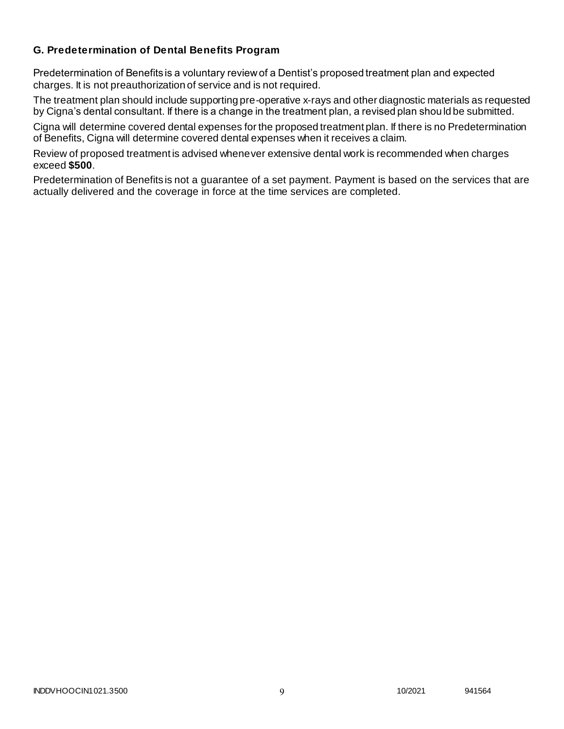### G. Predetermination of Dental Benefits Program

Predetermination of Benefits is a voluntary review of a Dentist's proposed treatment plan and expected charges. It is not preauthorization of service and is not required.

The treatment plan should include supporting pre-operative x-rays and other diagnostic materials as requested by Cigna's dental consultant. If there is a change in the treatment plan, a revised plan should be submitted.

Cigna will determine covered dental expenses for the proposed treatment plan. If there is no Predetermination of Benefits, Cigna will determine covered dental expenses when it receives a claim.

Review of proposed treatment is advised whenever extensive dental work is recommended when charges exceed **$500**.

Predetermination of Benefits is not a guarantee of a set payment. Payment is based on the services that are actually delivered and the coverage in force at the time services are completed.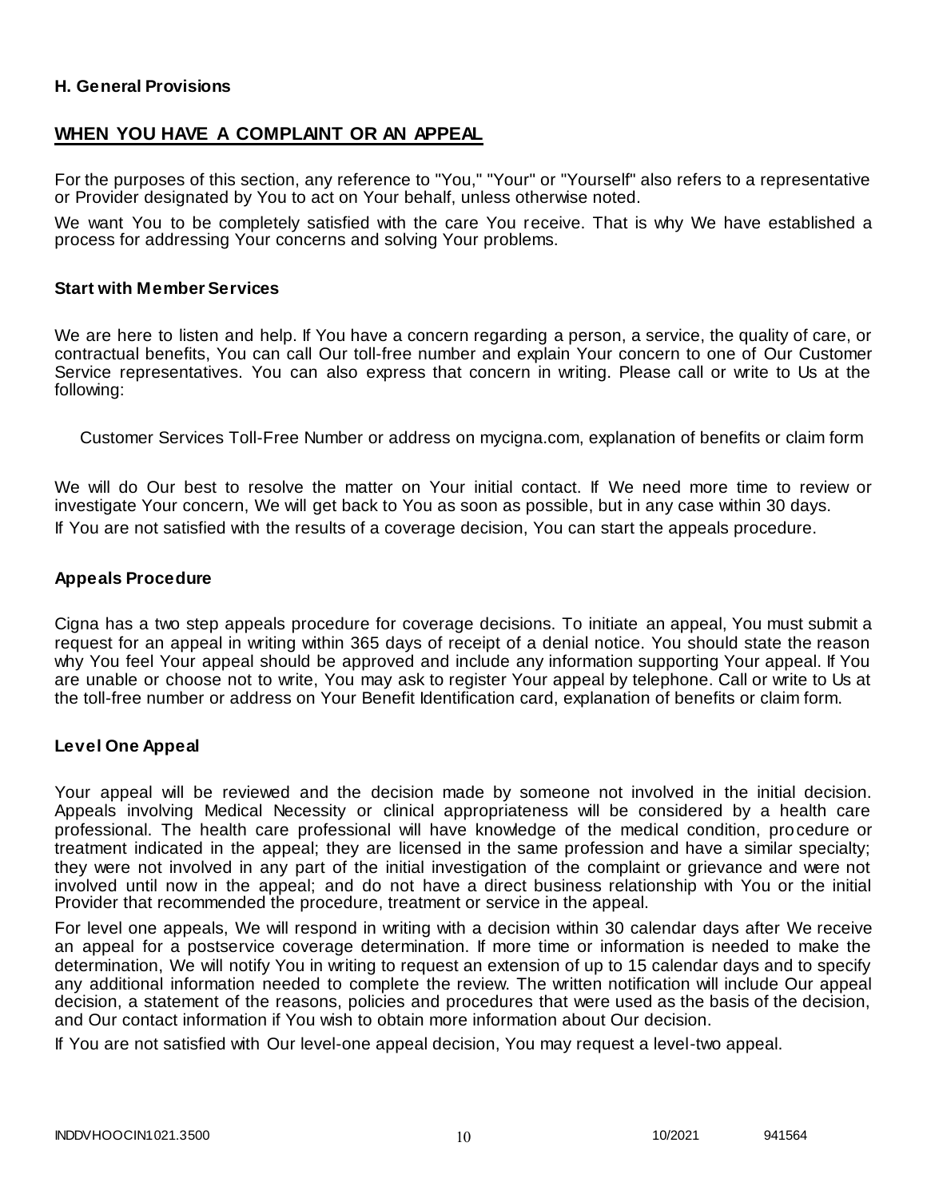**H. General Provisions**

## WHEN YOU HAVE A COMPLAINT OR AN APPEAL

For the purposes of this section, any reference to "You," "Your" or "Yourself" also refers to a representative or Provider designated by You to act on Your behalf, unless otherwise noted.

We want You to be completely satisfied with the care You receive. That is why We have established a process for addressing Your concerns and solving Your problems.

### Start with Member Services

We are here to listen and help. If You have a concern regarding a person, a service, the quality of care, or contractual benefits, You can call Our toll-free number and explain Your concern to one of Our Customer Service representatives. You can also express that concern in writing. Please call or write to Us at the following:

Customer Services Toll-Free Number or address on mycigna.com, explanation of benefits or claim form

We will do Our best to resolve the matter on Your initial contact. If We need more time to review or investigate Your concern, We will get back to You as soon as possible, but in any case within 30 days.

If You are not satisfied with the results of a coverage decision, You can start the appeals procedure.

### Appeals Procedure

Cigna has a two step appeals procedure for coverage decisions. To initiate an appeal, You must submit a request for an appeal in writing within 365 days of receipt of a denial notice. You should state the reason why You feel Your appeal should be approved and include any information supporting Your appeal. If You are unable or choose not to write, You may ask to register Your appeal by telephone. Call or write to Us at the toll-free number or address on Your Benefit Identification card, explanation of benefits or claim form.

### Level One Appeal

Your appeal will be reviewed and the decision made by someone not involved in the initial decision. Appeals involving Medical Necessity or clinical appropriateness will be considered by a health care professional. The health care professional will have knowledge of the medical condition, procedure or treatment indicated in the appeal; they are licensed in the same profession and have a similar specialty; they were not involved in any part of the initial investigation of the complaint or grievance and were not involved until now in the appeal; and do not have a direct business relationship with You or the initial Provider that recommended the procedure, treatment or service in the appeal.

For level one appeals, We will respond in writing with a decision within 30 calendar days after We receive an appeal for a postservice coverage determination. If more time or information is needed to make the determination, We will notify You in writing to request an extension of up to 15 calendar days and to specify any additional information needed to complete the review. The written notification will include Our appeal decision, a statement of the reasons, policies and procedures that were used as the basis of the decision, and Our contact information if You wish to obtain more information about Our decision.

If You are not satisfied with Our level-one appeal decision, You may request a level-two appeal.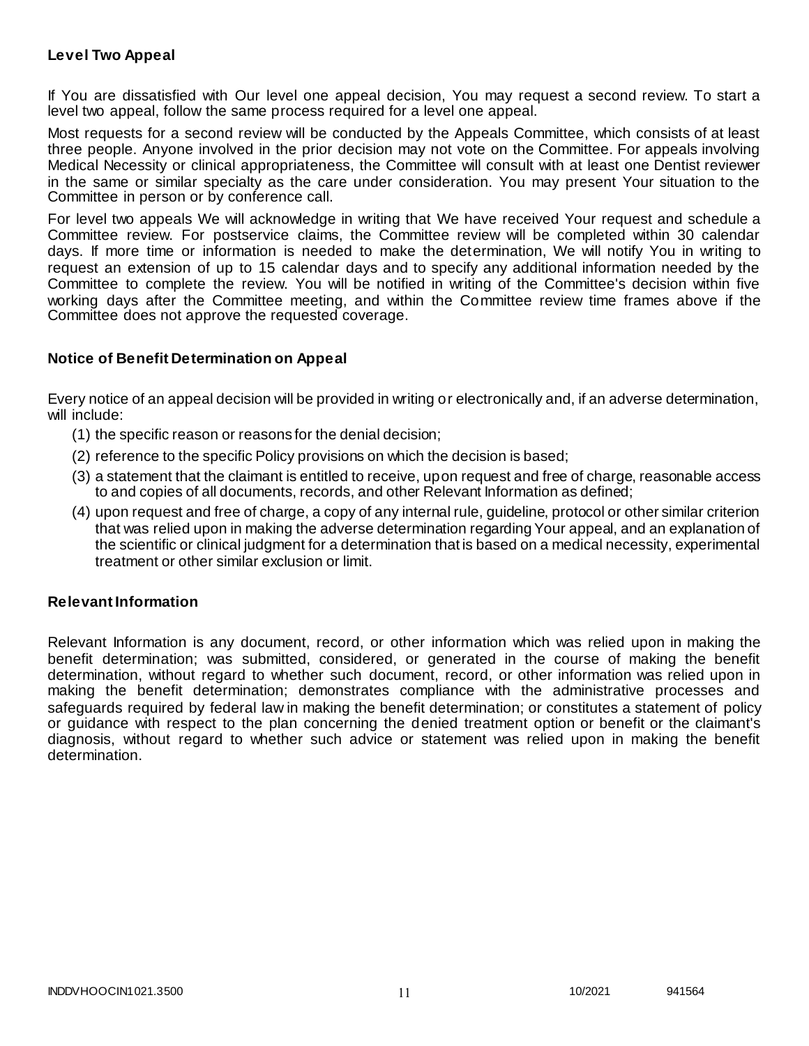### Level Two Appeal

If You are dissatisfied with Our level one appeal decision, You may request a second review. To start a level two appeal, follow the same process required for a level one appeal.

Most requests for a second review will be conducted by the Appeals Committee, which consists of at least three people. Anyone involved in the prior decision may not vote on the Committee. For appeals involving Medical Necessity or clinical appropriateness, the Committee will consult with at least one Dentist reviewer in the same or similar specialty as the care under consideration. You may present Your situation to the Committee in person or by conference call.

For level two appeals We will acknowledge in writing that We have received Your request and schedule a Committee review. For postservice claims, the Committee review will be completed within 30 calendar days. If more time or information is needed to make the determination, We will notify You in writing to request an extension of up to 15 calendar days and to specify any additional information needed by the Committee to complete the review. You will be notified in writing of the Committee's decision within five working days after the Committee meeting, and within the Committee review time frames above if the Committee does not approve the requested coverage.

### Notice of Benefit Determination on Appeal

Every notice of an appeal decision will be provided in writing or electronically and, if an adverse determination, will include:

(1) the specific reason or reasons for the denial decision;

(2) reference to the specific Policy provisions on which the decision is based;

(3) a statement that the claimant is entitled to receive, upon request and free of charge, reasonable access to and copies of all documents, records, and other Relevant Information as defined;

(4) upon request and free of charge, a copy of any internal rule, guideline, protocol or other similar criterion that was relied upon in making the adverse determination regarding Your appeal, and an explanation of the scientific or clinical judgment for a determination that is based on a medical necessity, experimental treatment or other similar exclusion or limit.

### Relevant Information

Relevant Information is any document, record, or other information which was relied upon in making the benefit determination; was submitted, considered, or generated in the course of making the benefit determination, without regard to whether such document, record, or other information was relied upon in making the benefit determination; demonstrates compliance with the administrative processes and safeguards required by federal law in making the benefit determination; or constitutes a statement of policy or guidance with respect to the plan concerning the denied treatment option or benefit or the claimant's diagnosis, without regard to whether such advice or statement was relied upon in making the benefit determination.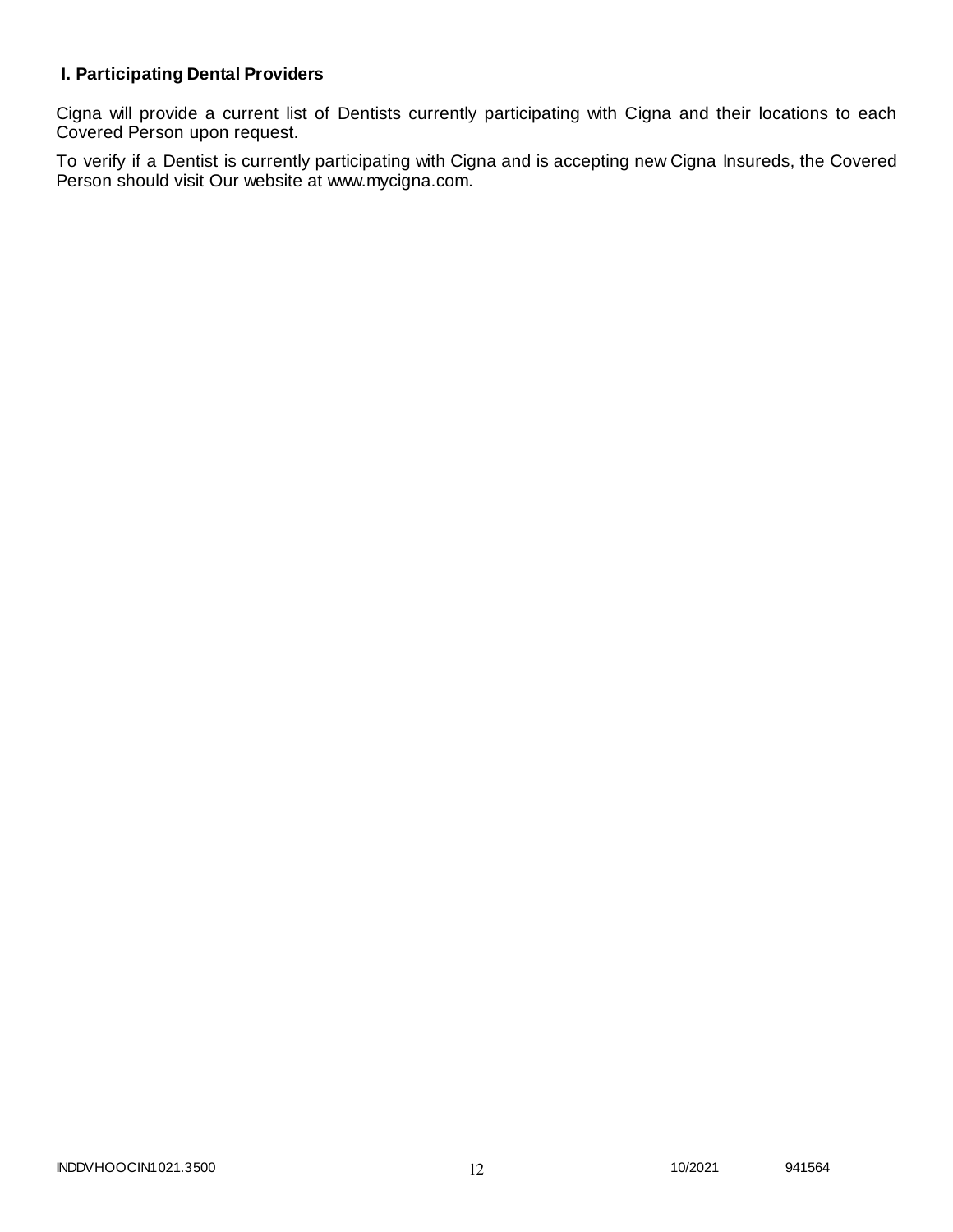### I. Participating Dental Providers

Cigna will provide a current list of Dentists currently participating with Cigna and their locations to each Covered Person upon request.

To verify if a Dentist is currently participating with Cigna and is accepting new Cigna Insureds, the Covered Person should visit Our website at www.mycigna.com.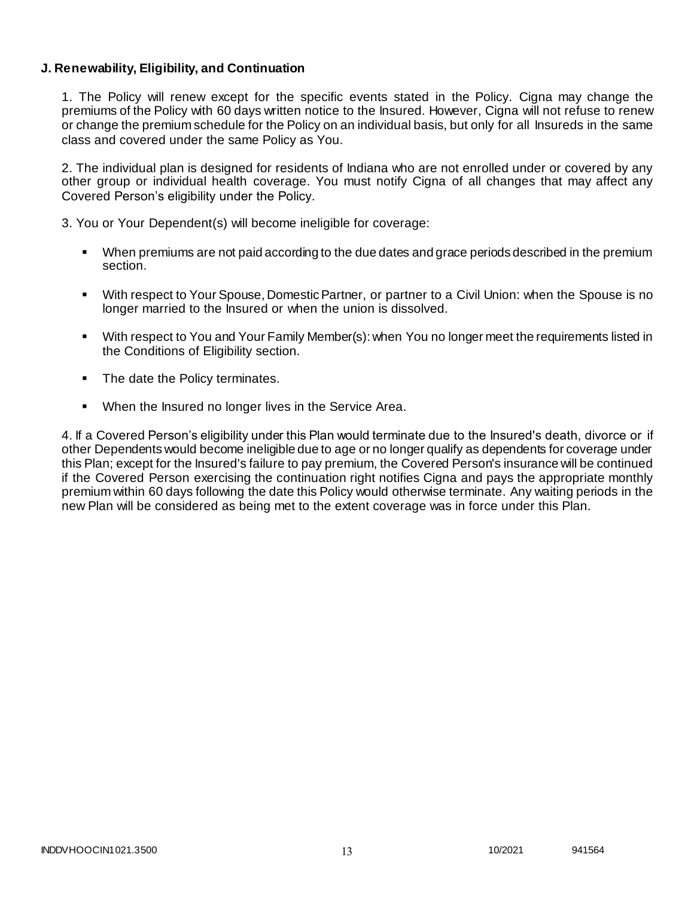**J. Renewability, Eligibility, and Continuation**

1. The Policy will renew except for the specific events stated in the Policy. Cigna may change the premiums of the Policy with 60 days written notice to the Insured. However, Cigna will not refuse to renew or change the premium schedule for the Policy on an individual basis, but only for all Insureds in the same class and covered under the same Policy as You.

2. The individual plan is designed for residents of Indiana who are not enrolled under or covered by any other group or individual health coverage. You must notify Cigna of all changes that may affect any Covered Person's eligibility under the Policy.

3. You or Your Dependent(s) will become ineligible for coverage:

- When premiums are not paid according to the due dates and grace periods described in the premium section.
- With respect to Your Spouse, Domestic Partner, or partner to a Civil Union: when the Spouse is no longer married to the Insured or when the union is dissolved.
- With respect to You and Your Family Member(s): when You no longer meet the requirements listed in the Conditions of Eligibility section.
- The date the Policy terminates.
- When the Insured no longer lives in the Service Area.

4. If a Covered Person's eligibility under this Plan would terminate due to the Insured's death, divorce or if other Dependents would become ineligible due to age or no longer qualify as dependents for coverage under this Plan; except for the Insured's failure to pay premium, the Covered Person's insurance will be continued if the Covered Person exercising the continuation right notifies Cigna and pays the appropriate monthly premium within 60 days following the date this Policy would otherwise terminate. Any waiting periods in the new Plan will be considered as being met to the extent coverage was in force under this Plan.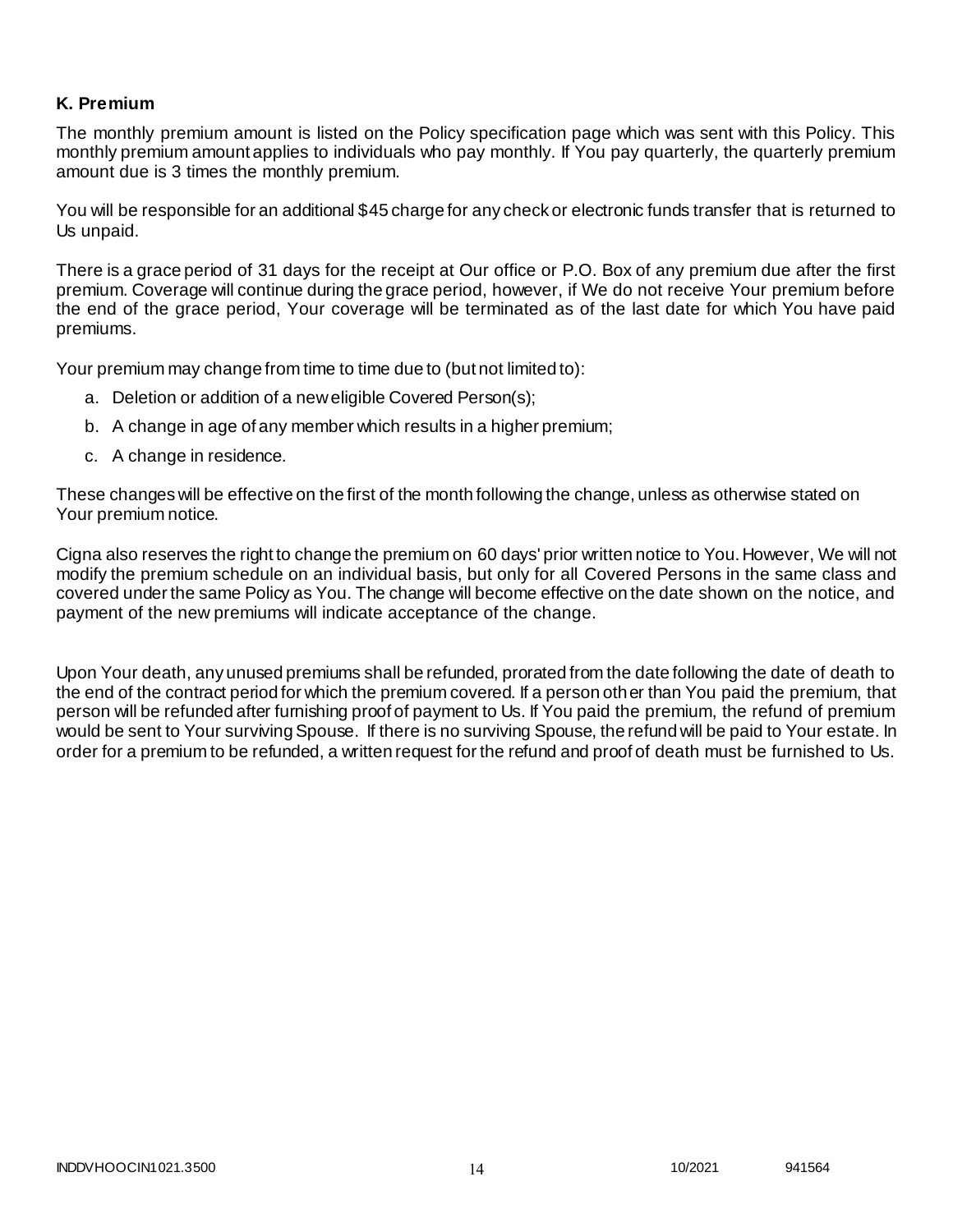### K. Premium

The monthly premium amount is listed on the Policy specification page which was sent with this Policy. This monthly premium amount applies to individuals who pay monthly. If You pay quarterly, the quarterly premium amount due is 3 times the monthly premium.

You will be responsible for an additional $45 charge for any check or electronic funds transfer that is returned to Us unpaid.

There is a grace period of 31 days for the receipt at Our office or P.O. Box of any premium due after the first premium. Coverage will continue during the grace period, however, if We do not receive Your premium before the end of the grace period, Your coverage will be terminated as of the last date for which You have paid premiums.

Your premium may change from time to time due to (but not limited to):

a. Deletion or addition of a new eligible Covered Person(s);
b. A change in age of any member which results in a higher premium;
c. A change in residence.

These changes will be effective on the first of the month following the change, unless as otherwise stated on Your premium notice.

Cigna also reserves the right to change the premium on 60 days' prior written notice to You. However, We will not modify the premium schedule on an individual basis, but only for all Covered Persons in the same class and covered under the same Policy as You. The change will become effective on the date shown on the notice, and payment of the new premiums will indicate acceptance of the change.

Upon Your death, any unused premiums shall be refunded, prorated from the date following the date of death to the end of the contract period for which the premium covered. If a person other than You paid the premium, that person will be refunded after furnishing proof of payment to Us. If You paid the premium, the refund of premium would be sent to Your surviving Spouse. If there is no surviving Spouse, the refund will be paid to Your estate. In order for a premium to be refunded, a written request for the refund and proof of death must be furnished to Us.